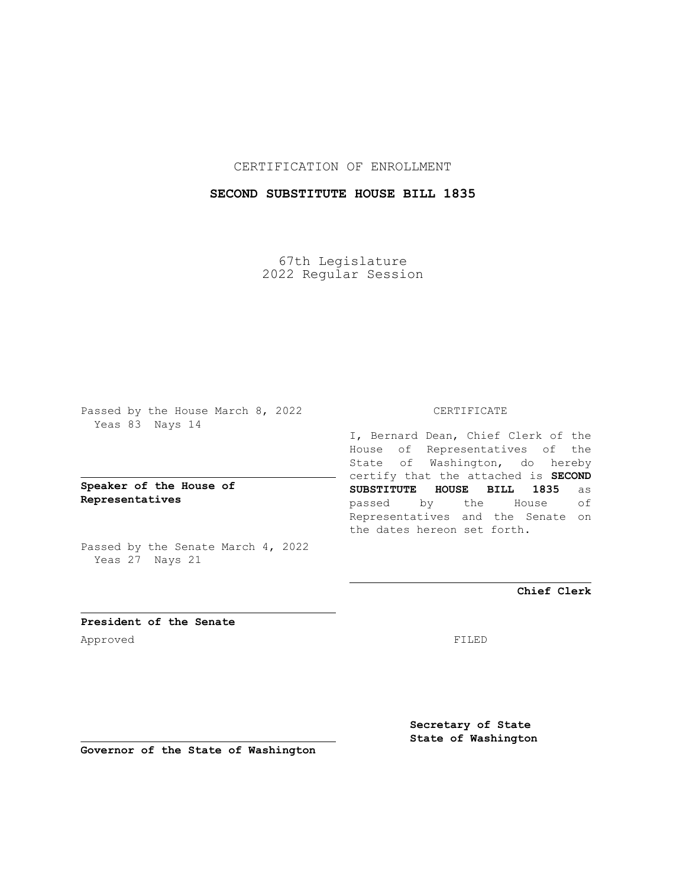CERTIFICATION OF ENROLLMENT

**SECOND SUBSTITUTE HOUSE BILL 1835**

67th Legislature
2022 Regular Session

Passed by the House March 8, 2022
Yeas 83 Nays 14

**Speaker of the House of Representatives**

Passed by the Senate March 4, 2022
Yeas 27 Nays 21

**President of the Senate**

Approved

**Governor of the State of Washington**

CERTIFICATE

I, Bernard Dean, Chief Clerk of the House of Representatives of the State of Washington, do hereby certify that the attached is **SECOND SUBSTITUTE HOUSE BILL 1835** as passed by the House of Representatives and the Senate on the dates hereon set forth.

**Chief Clerk**

FILED

**Secretary of State**
**State of Washington**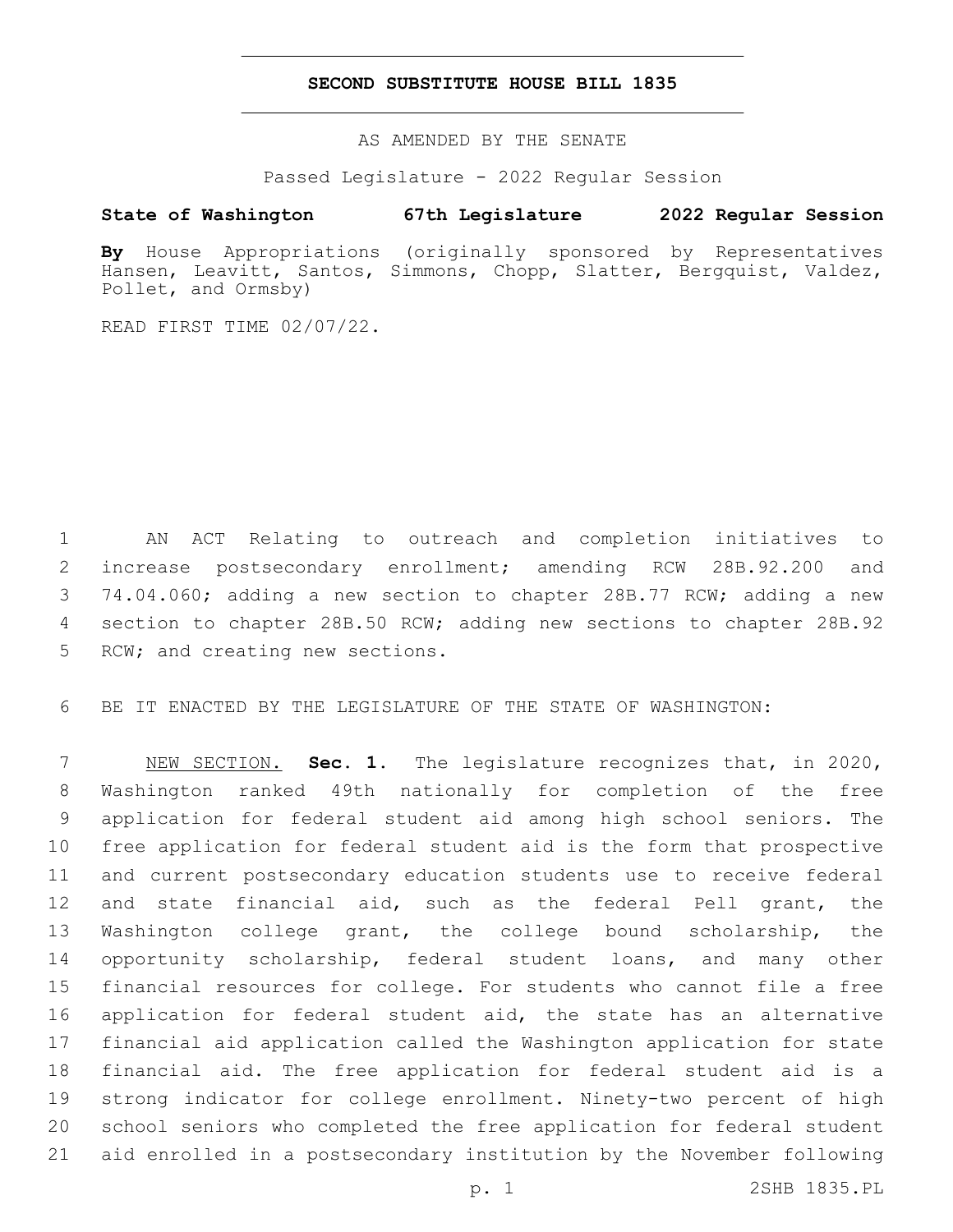# SECOND SUBSTITUTE HOUSE BILL 1835

AS AMENDED BY THE SENATE

Passed Legislature - 2022 Regular Session

**State of Washington 67th Legislature 2022 Regular Session**

**By** House Appropriations (originally sponsored by Representatives Hansen, Leavitt, Santos, Simmons, Chopp, Slatter, Bergquist, Valdez, Pollet, and Ormsby)

READ FIRST TIME 02/07/22.

AN ACT Relating to outreach and completion initiatives to increase postsecondary enrollment; amending RCW 28B.92.200 and 74.04.060; adding a new section to chapter 28B.77 RCW; adding a new section to chapter 28B.50 RCW; adding new sections to chapter 28B.92 RCW; and creating new sections.

BE IT ENACTED BY THE LEGISLATURE OF THE STATE OF WASHINGTON:

NEW SECTION. **Sec. 1.** The legislature recognizes that, in 2020, Washington ranked 49th nationally for completion of the free application for federal student aid among high school seniors. The free application for federal student aid is the form that prospective and current postsecondary education students use to receive federal and state financial aid, such as the federal Pell grant, the Washington college grant, the college bound scholarship, the opportunity scholarship, federal student loans, and many other financial resources for college. For students who cannot file a free application for federal student aid, the state has an alternative financial aid application called the Washington application for state financial aid. The free application for federal student aid is a strong indicator for college enrollment. Ninety-two percent of high school seniors who completed the free application for federal student aid enrolled in a postsecondary institution by the November following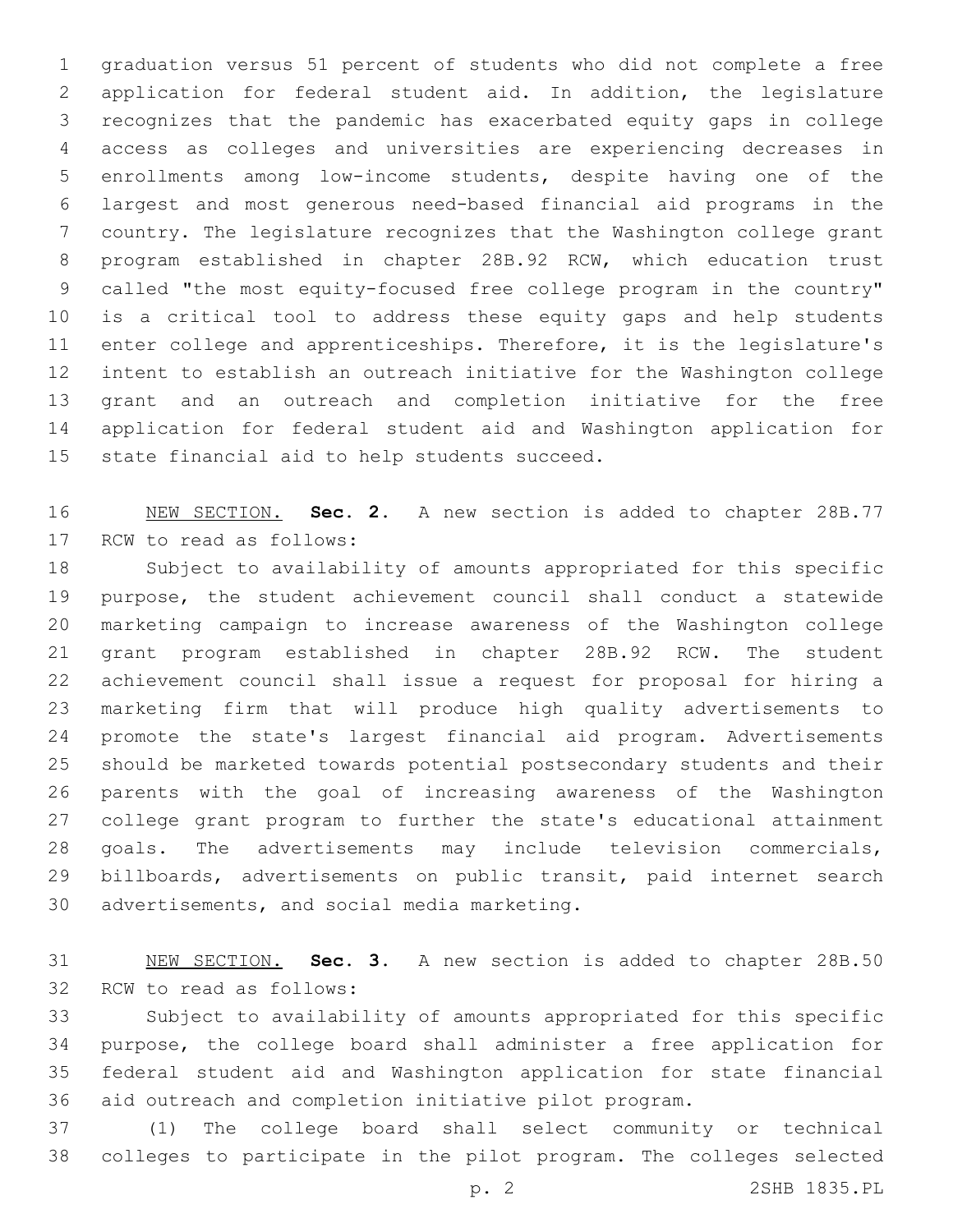graduation versus 51 percent of students who did not complete a free application for federal student aid. In addition, the legislature recognizes that the pandemic has exacerbated equity gaps in college access as colleges and universities are experiencing decreases in enrollments among low-income students, despite having one of the largest and most generous need-based financial aid programs in the country. The legislature recognizes that the Washington college grant program established in chapter 28B.92 RCW, which education trust called "the most equity-focused free college program in the country" is a critical tool to address these equity gaps and help students enter college and apprenticeships. Therefore, it is the legislature's intent to establish an outreach initiative for the Washington college grant and an outreach and completion initiative for the free application for federal student aid and Washington application for state financial aid to help students succeed.

NEW SECTION. **Sec. 2.** A new section is added to chapter 28B.77 RCW to read as follows:

Subject to availability of amounts appropriated for this specific purpose, the student achievement council shall conduct a statewide marketing campaign to increase awareness of the Washington college grant program established in chapter 28B.92 RCW. The student achievement council shall issue a request for proposal for hiring a marketing firm that will produce high quality advertisements to promote the state's largest financial aid program. Advertisements should be marketed towards potential postsecondary students and their parents with the goal of increasing awareness of the Washington college grant program to further the state's educational attainment goals. The advertisements may include television commercials, billboards, advertisements on public transit, paid internet search advertisements, and social media marketing.

NEW SECTION. **Sec. 3.** A new section is added to chapter 28B.50 RCW to read as follows:

Subject to availability of amounts appropriated for this specific purpose, the college board shall administer a free application for federal student aid and Washington application for state financial aid outreach and completion initiative pilot program.

(1) The college board shall select community or technical colleges to participate in the pilot program. The colleges selected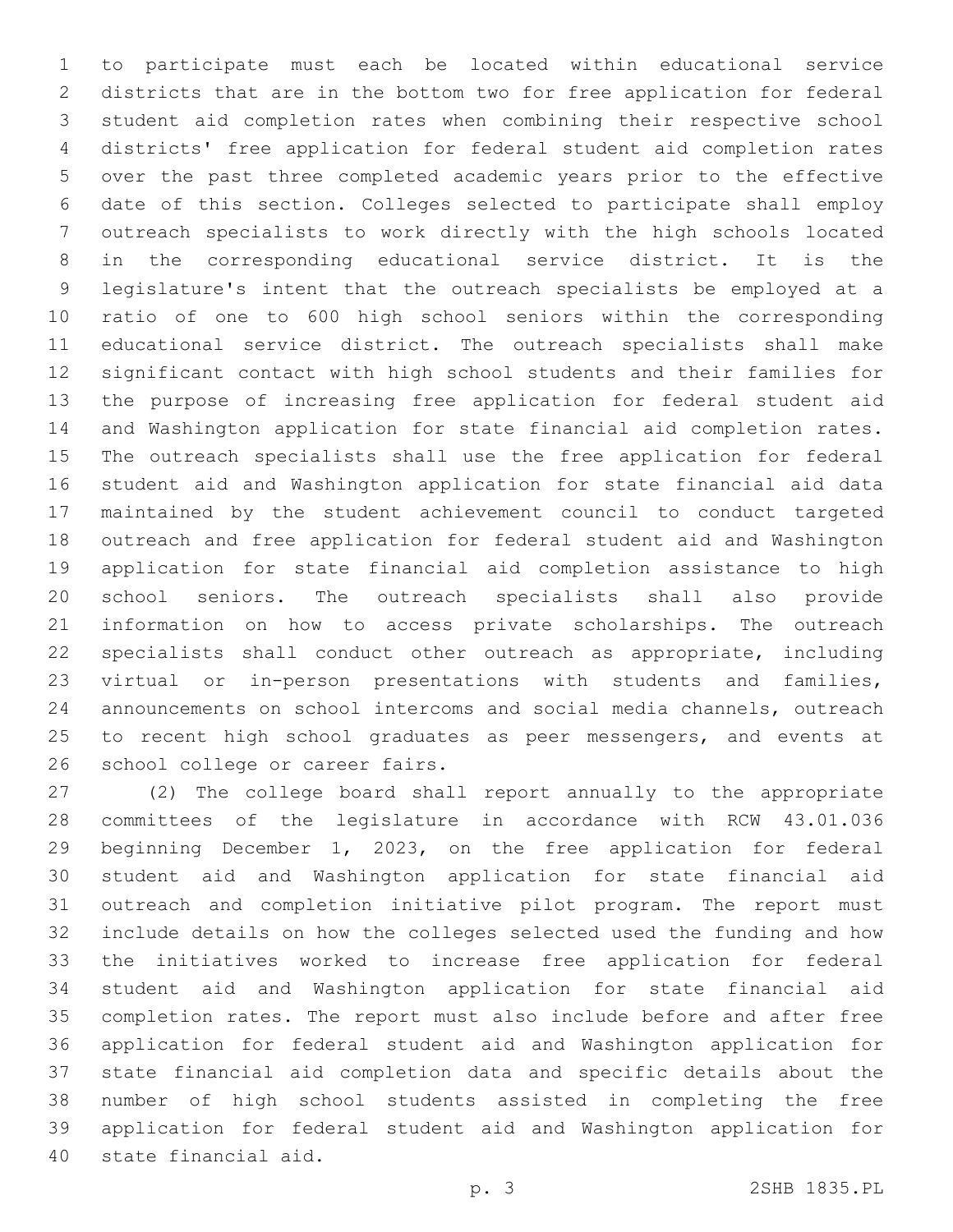to participate must each be located within educational service districts that are in the bottom two for free application for federal student aid completion rates when combining their respective school districts' free application for federal student aid completion rates over the past three completed academic years prior to the effective date of this section. Colleges selected to participate shall employ outreach specialists to work directly with the high schools located in the corresponding educational service district. It is the legislature's intent that the outreach specialists be employed at a ratio of one to 600 high school seniors within the corresponding educational service district. The outreach specialists shall make significant contact with high school students and their families for the purpose of increasing free application for federal student aid and Washington application for state financial aid completion rates. The outreach specialists shall use the free application for federal student aid and Washington application for state financial aid data maintained by the student achievement council to conduct targeted outreach and free application for federal student aid and Washington application for state financial aid completion assistance to high school seniors. The outreach specialists shall also provide information on how to access private scholarships. The outreach specialists shall conduct other outreach as appropriate, including virtual or in-person presentations with students and families, announcements on school intercoms and social media channels, outreach to recent high school graduates as peer messengers, and events at school college or career fairs.

(2) The college board shall report annually to the appropriate committees of the legislature in accordance with RCW 43.01.036 beginning December 1, 2023, on the free application for federal student aid and Washington application for state financial aid outreach and completion initiative pilot program. The report must include details on how the colleges selected used the funding and how the initiatives worked to increase free application for federal student aid and Washington application for state financial aid completion rates. The report must also include before and after free application for federal student aid and Washington application for state financial aid completion data and specific details about the number of high school students assisted in completing the free application for federal student aid and Washington application for state financial aid.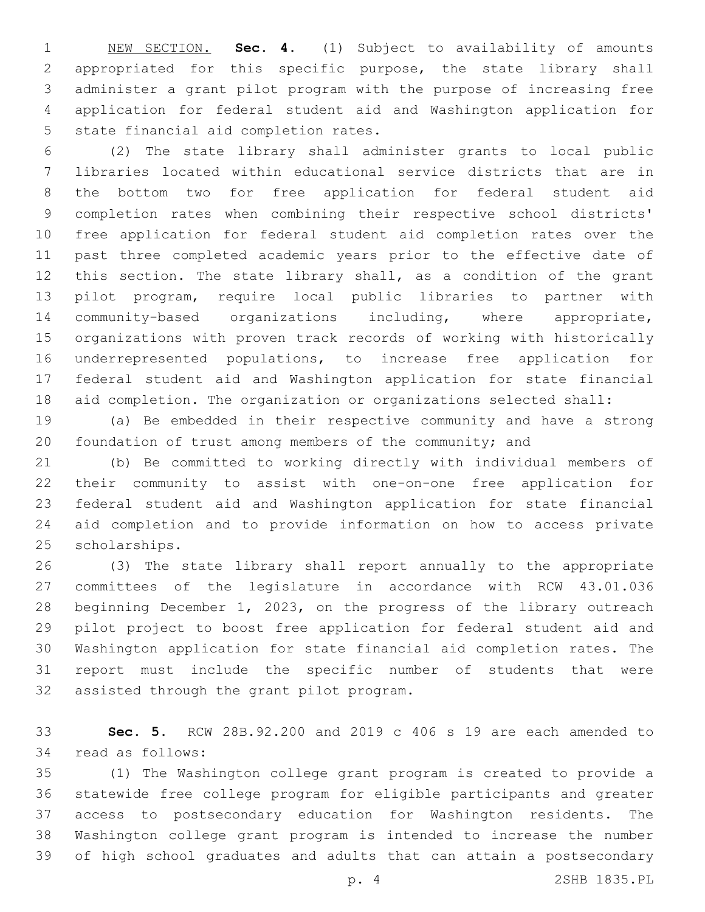NEW SECTION. **Sec. 4.** (1) Subject to availability of amounts appropriated for this specific purpose, the state library shall administer a grant pilot program with the purpose of increasing free application for federal student aid and Washington application for state financial aid completion rates.

(2) The state library shall administer grants to local public libraries located within educational service districts that are in the bottom two for free application for federal student aid completion rates when combining their respective school districts' free application for federal student aid completion rates over the past three completed academic years prior to the effective date of this section. The state library shall, as a condition of the grant pilot program, require local public libraries to partner with community-based organizations including, where appropriate, organizations with proven track records of working with historically underrepresented populations, to increase free application for federal student aid and Washington application for state financial aid completion. The organization or organizations selected shall:

(a) Be embedded in their respective community and have a strong foundation of trust among members of the community; and

(b) Be committed to working directly with individual members of their community to assist with one-on-one free application for federal student aid and Washington application for state financial aid completion and to provide information on how to access private scholarships.

(3) The state library shall report annually to the appropriate committees of the legislature in accordance with RCW 43.01.036 beginning December 1, 2023, on the progress of the library outreach pilot project to boost free application for federal student aid and Washington application for state financial aid completion rates. The report must include the specific number of students that were assisted through the grant pilot program.

**Sec. 5.** RCW 28B.92.200 and 2019 c 406 s 19 are each amended to read as follows:

(1) The Washington college grant program is created to provide a statewide free college program for eligible participants and greater access to postsecondary education for Washington residents. The Washington college grant program is intended to increase the number of high school graduates and adults that can attain a postsecondary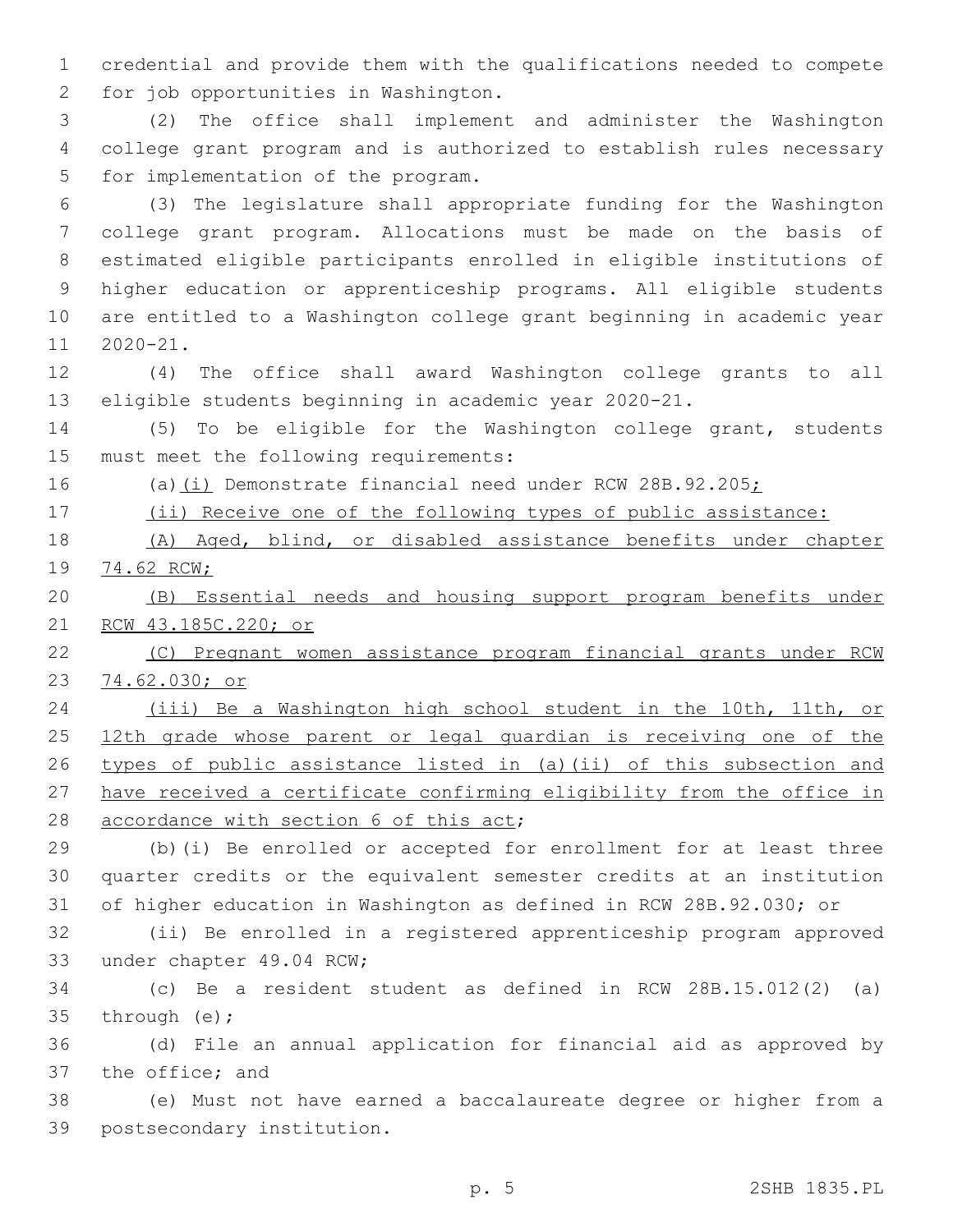credential and provide them with the qualifications needed to compete for job opportunities in Washington.

(2) The office shall implement and administer the Washington college grant program and is authorized to establish rules necessary for implementation of the program.

(3) The legislature shall appropriate funding for the Washington college grant program. Allocations must be made on the basis of estimated eligible participants enrolled in eligible institutions of higher education or apprenticeship programs. All eligible students are entitled to a Washington college grant beginning in academic year 2020-21.

(4) The office shall award Washington college grants to all eligible students beginning in academic year 2020-21.

(5) To be eligible for the Washington college grant, students must meet the following requirements:

(a)<u>(i)</u> Demonstrate financial need under RCW 28B.92.205<u>;</u>

<u>(ii) Receive one of the following types of public assistance:</u>

<u>(A) Aged, blind, or disabled assistance benefits under chapter 74.62 RCW;</u>

<u>(B) Essential needs and housing support program benefits under RCW 43.185C.220; or</u>

<u>(C) Pregnant women assistance program financial grants under RCW 74.62.030; or</u>

<u>(iii) Be a Washington high school student in the 10th, 11th, or 12th grade whose parent or legal guardian is receiving one of the types of public assistance listed in (a)(ii) of this subsection and have received a certificate confirming eligibility from the office in accordance with section 6 of this act</u>;

(b)(i) Be enrolled or accepted for enrollment for at least three quarter credits or the equivalent semester credits at an institution of higher education in Washington as defined in RCW 28B.92.030; or

(ii) Be enrolled in a registered apprenticeship program approved under chapter 49.04 RCW;

(c) Be a resident student as defined in RCW 28B.15.012(2) (a) through (e);

(d) File an annual application for financial aid as approved by the office; and

(e) Must not have earned a baccalaureate degree or higher from a postsecondary institution.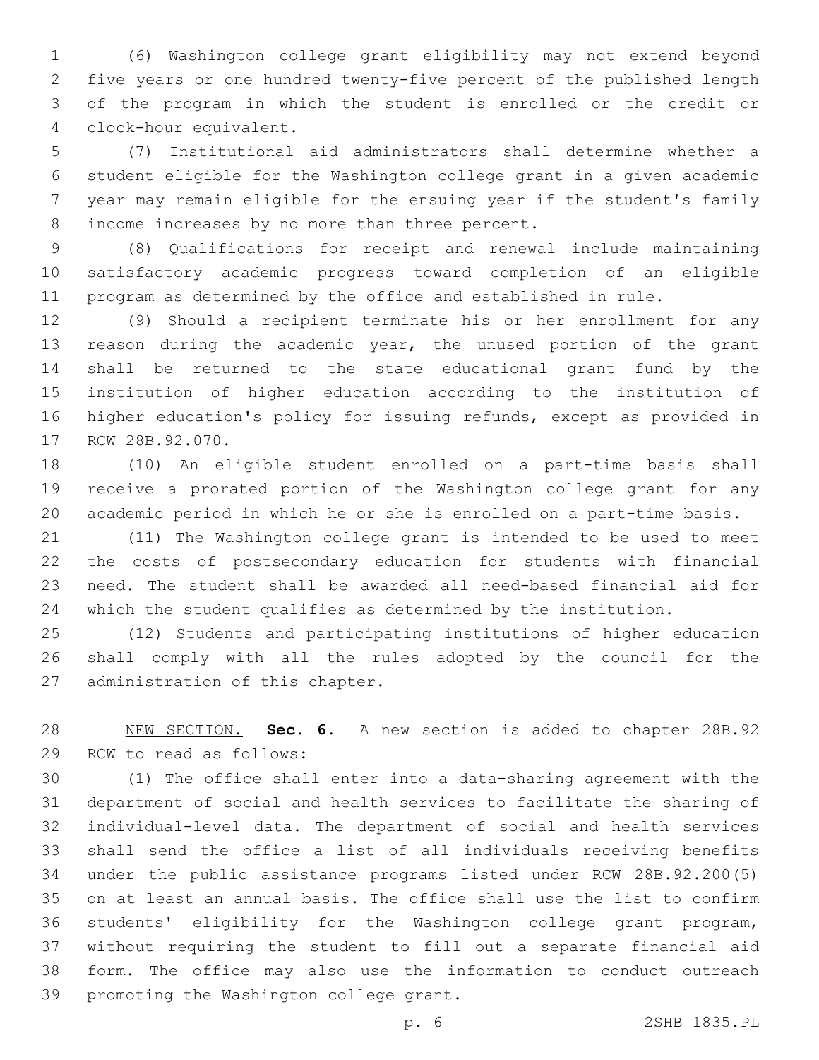(6) Washington college grant eligibility may not extend beyond five years or one hundred twenty-five percent of the published length of the program in which the student is enrolled or the credit or clock-hour equivalent.

(7) Institutional aid administrators shall determine whether a student eligible for the Washington college grant in a given academic year may remain eligible for the ensuing year if the student's family income increases by no more than three percent.

(8) Qualifications for receipt and renewal include maintaining satisfactory academic progress toward completion of an eligible program as determined by the office and established in rule.

(9) Should a recipient terminate his or her enrollment for any reason during the academic year, the unused portion of the grant shall be returned to the state educational grant fund by the institution of higher education according to the institution of higher education's policy for issuing refunds, except as provided in RCW 28B.92.070.

(10) An eligible student enrolled on a part-time basis shall receive a prorated portion of the Washington college grant for any academic period in which he or she is enrolled on a part-time basis.

(11) The Washington college grant is intended to be used to meet the costs of postsecondary education for students with financial need. The student shall be awarded all need-based financial aid for which the student qualifies as determined by the institution.

(12) Students and participating institutions of higher education shall comply with all the rules adopted by the council for the administration of this chapter.

NEW SECTION. **Sec. 6.** A new section is added to chapter 28B.92 RCW to read as follows:

(1) The office shall enter into a data-sharing agreement with the department of social and health services to facilitate the sharing of individual-level data. The department of social and health services shall send the office a list of all individuals receiving benefits under the public assistance programs listed under RCW 28B.92.200(5) on at least an annual basis. The office shall use the list to confirm students' eligibility for the Washington college grant program, without requiring the student to fill out a separate financial aid form. The office may also use the information to conduct outreach promoting the Washington college grant.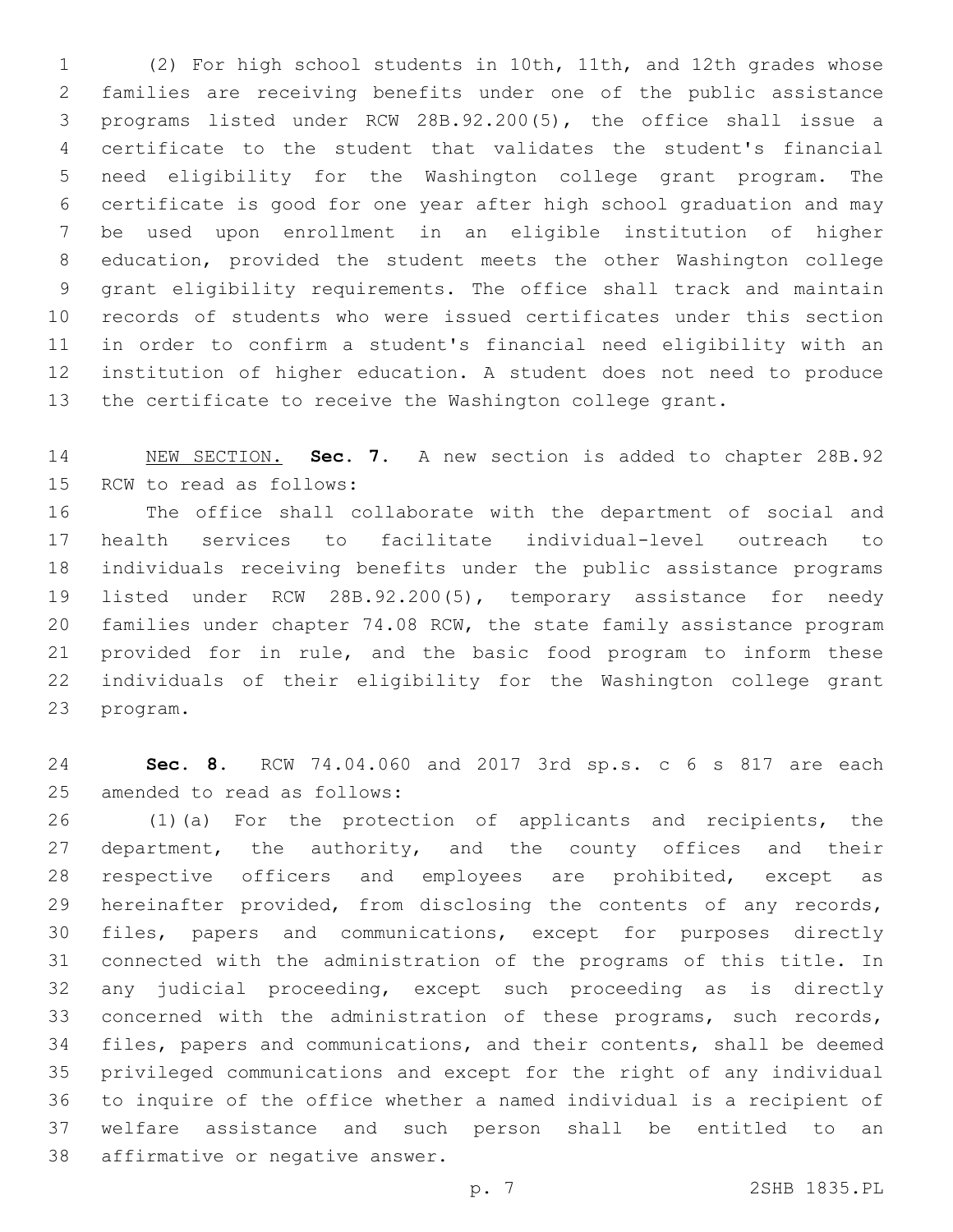(2) For high school students in 10th, 11th, and 12th grades whose families are receiving benefits under one of the public assistance programs listed under RCW 28B.92.200(5), the office shall issue a certificate to the student that validates the student's financial need eligibility for the Washington college grant program. The certificate is good for one year after high school graduation and may be used upon enrollment in an eligible institution of higher education, provided the student meets the other Washington college grant eligibility requirements. The office shall track and maintain records of students who were issued certificates under this section in order to confirm a student's financial need eligibility with an institution of higher education. A student does not need to produce the certificate to receive the Washington college grant.

NEW SECTION. **Sec. 7.** A new section is added to chapter 28B.92 RCW to read as follows:

The office shall collaborate with the department of social and health services to facilitate individual-level outreach to individuals receiving benefits under the public assistance programs listed under RCW 28B.92.200(5), temporary assistance for needy families under chapter 74.08 RCW, the state family assistance program provided for in rule, and the basic food program to inform these individuals of their eligibility for the Washington college grant program.

**Sec. 8.** RCW 74.04.060 and 2017 3rd sp.s. c 6 s 817 are each amended to read as follows:

(1)(a) For the protection of applicants and recipients, the department, the authority, and the county offices and their respective officers and employees are prohibited, except as hereinafter provided, from disclosing the contents of any records, files, papers and communications, except for purposes directly connected with the administration of the programs of this title. In any judicial proceeding, except such proceeding as is directly concerned with the administration of these programs, such records, files, papers and communications, and their contents, shall be deemed privileged communications and except for the right of any individual to inquire of the office whether a named individual is a recipient of welfare assistance and such person shall be entitled to an affirmative or negative answer.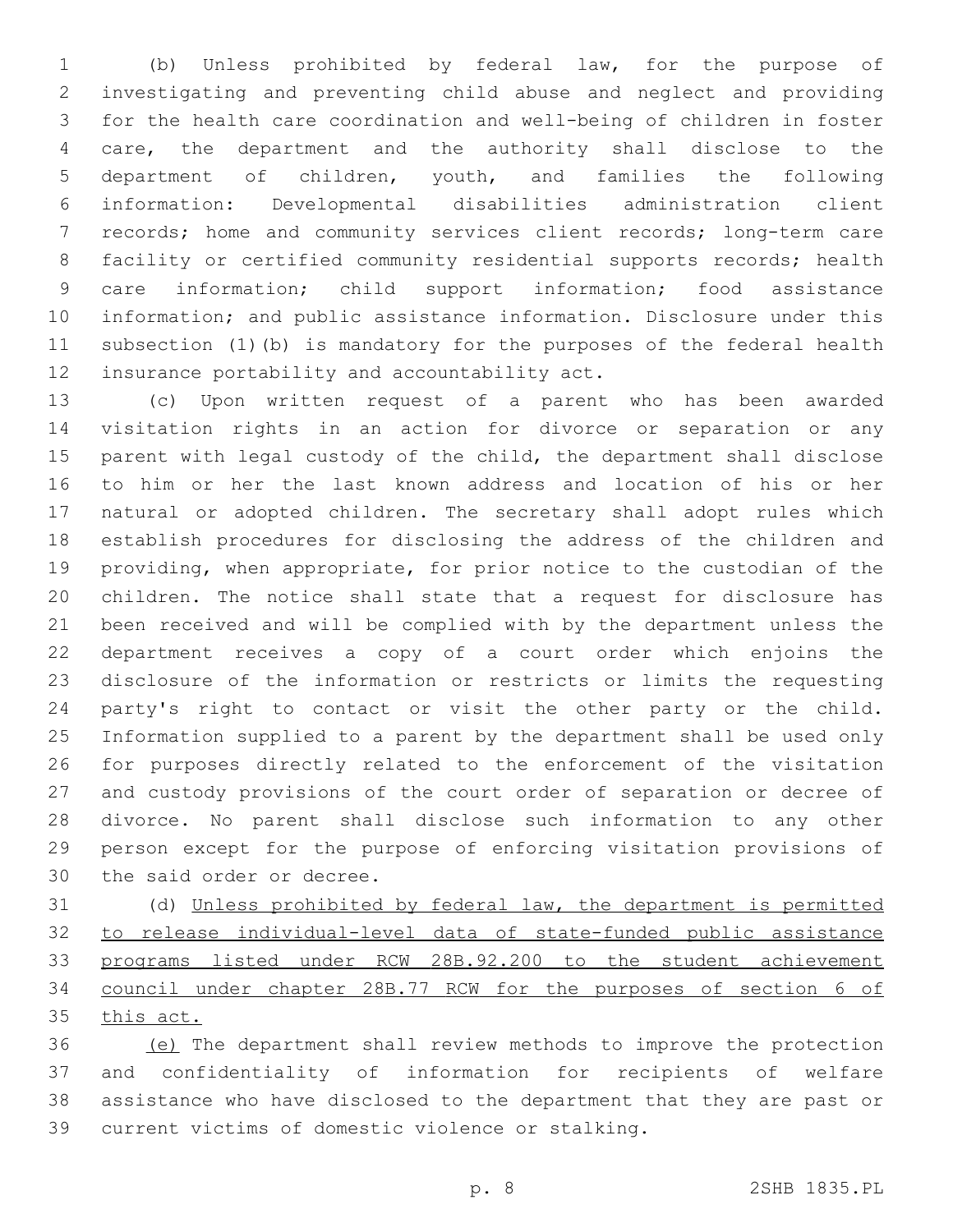(b) Unless prohibited by federal law, for the purpose of investigating and preventing child abuse and neglect and providing for the health care coordination and well-being of children in foster care, the department and the authority shall disclose to the department of children, youth, and families the following information: Developmental disabilities administration client records; home and community services client records; long-term care facility or certified community residential supports records; health care information; child support information; food assistance information; and public assistance information. Disclosure under this subsection (1)(b) is mandatory for the purposes of the federal health insurance portability and accountability act.

(c) Upon written request of a parent who has been awarded visitation rights in an action for divorce or separation or any parent with legal custody of the child, the department shall disclose to him or her the last known address and location of his or her natural or adopted children. The secretary shall adopt rules which establish procedures for disclosing the address of the children and providing, when appropriate, for prior notice to the custodian of the children. The notice shall state that a request for disclosure has been received and will be complied with by the department unless the department receives a copy of a court order which enjoins the disclosure of the information or restricts or limits the requesting party's right to contact or visit the other party or the child. Information supplied to a parent by the department shall be used only for purposes directly related to the enforcement of the visitation and custody provisions of the court order of separation or decree of divorce. No parent shall disclose such information to any other person except for the purpose of enforcing visitation provisions of the said order or decree.

(d) <u>Unless prohibited by federal law, the department is permitted to release individual-level data of state-funded public assistance programs listed under RCW 28B.92.200 to the student achievement council under chapter 28B.77 RCW for the purposes of section 6 of this act.</u>

<u>(e)</u> The department shall review methods to improve the protection and confidentiality of information for recipients of welfare assistance who have disclosed to the department that they are past or current victims of domestic violence or stalking.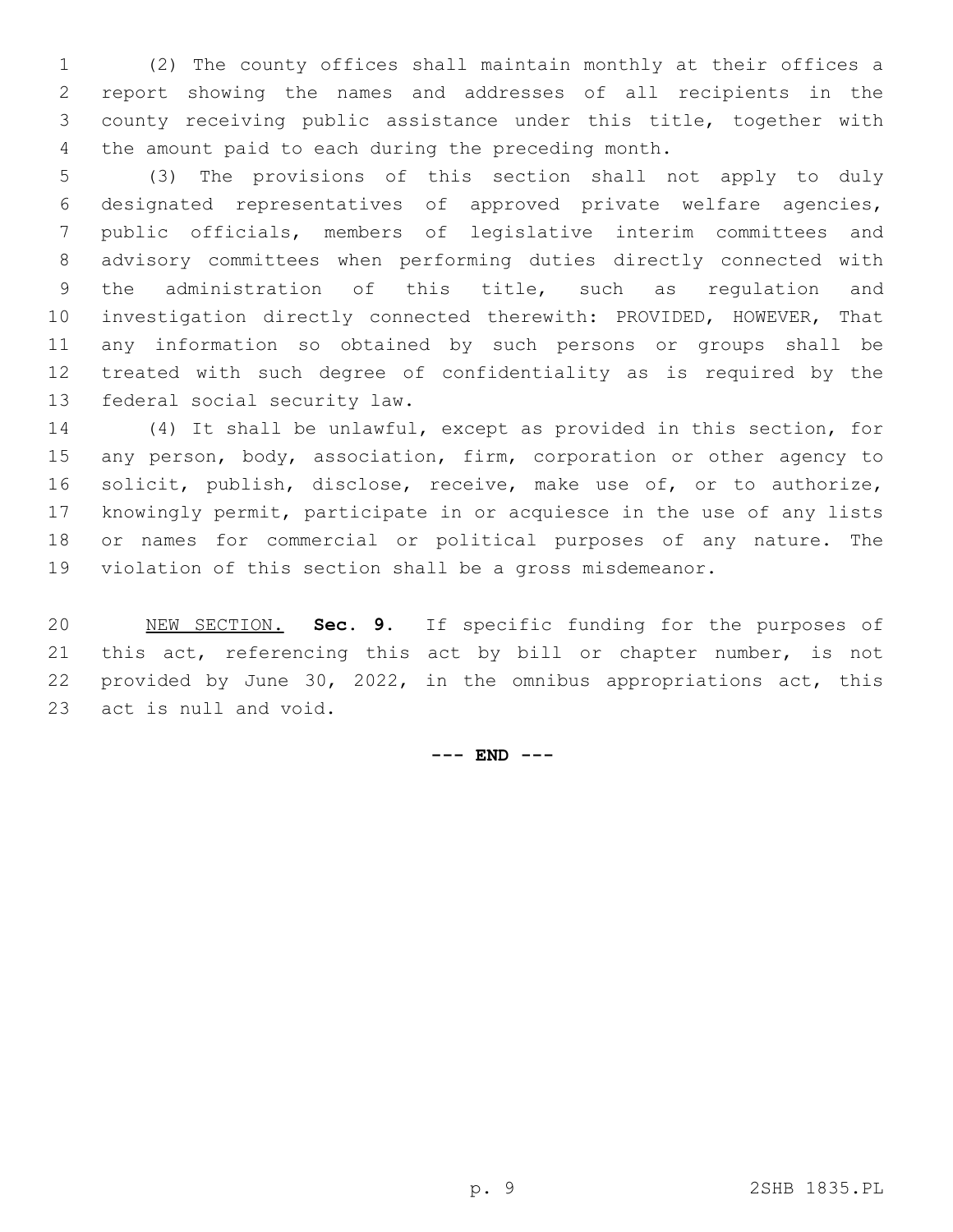(2) The county offices shall maintain monthly at their offices a report showing the names and addresses of all recipients in the county receiving public assistance under this title, together with the amount paid to each during the preceding month.

(3) The provisions of this section shall not apply to duly designated representatives of approved private welfare agencies, public officials, members of legislative interim committees and advisory committees when performing duties directly connected with the administration of this title, such as regulation and investigation directly connected therewith: PROVIDED, HOWEVER, That any information so obtained by such persons or groups shall be treated with such degree of confidentiality as is required by the federal social security law.

(4) It shall be unlawful, except as provided in this section, for any person, body, association, firm, corporation or other agency to solicit, publish, disclose, receive, make use of, or to authorize, knowingly permit, participate in or acquiesce in the use of any lists or names for commercial or political purposes of any nature. The violation of this section shall be a gross misdemeanor.

NEW SECTION. **Sec. 9.** If specific funding for the purposes of this act, referencing this act by bill or chapter number, is not provided by June 30, 2022, in the omnibus appropriations act, this act is null and void.

**--- END ---**